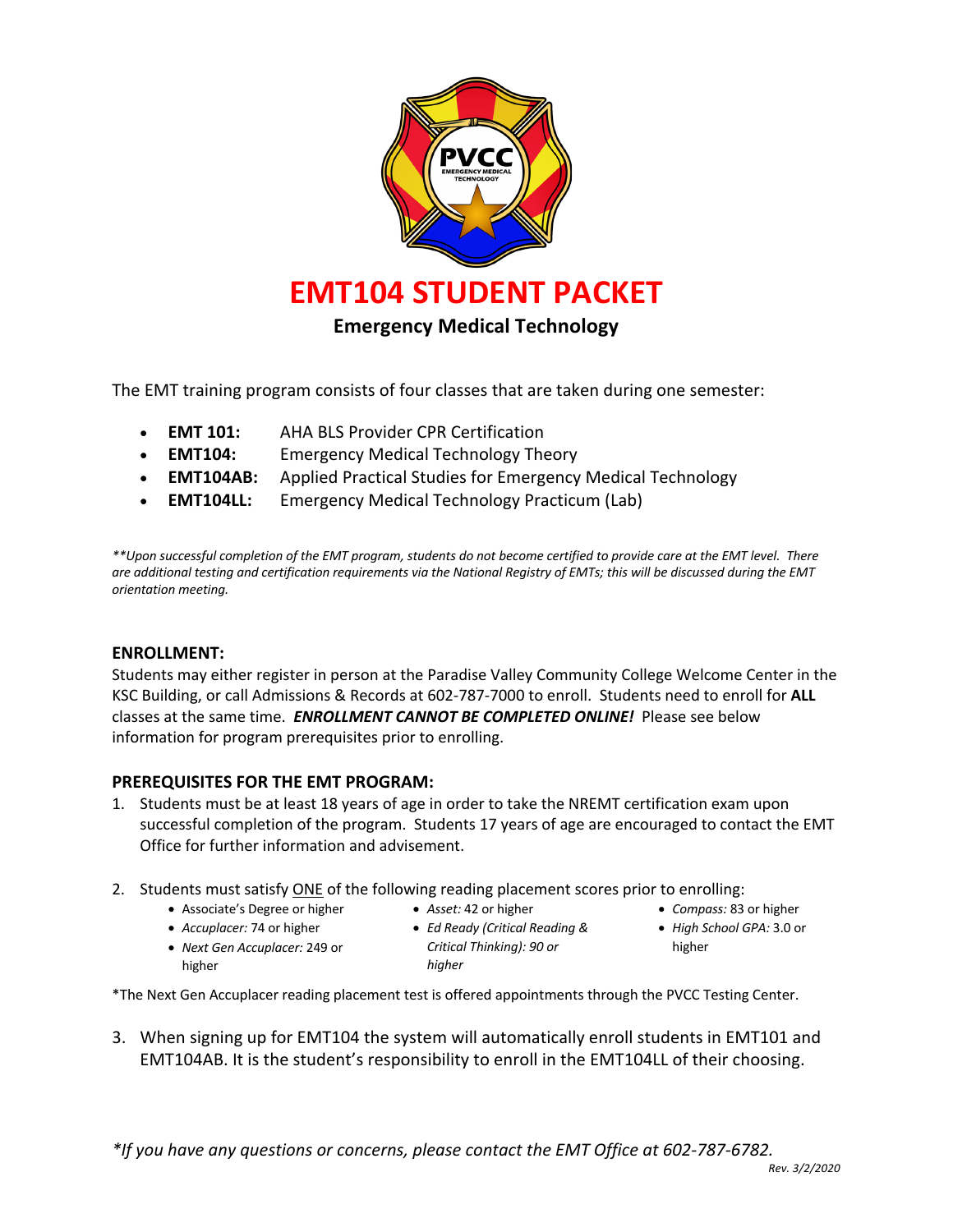# EMT104 STUDENT PACKET

## Emergency Medical Technology

The EMT training program consists of four classes that are taken during one semester:

- **EMT 101:** AHA BLS Provider CPR Certification
- **EMT104:** Emergency Medical Technology Theory
- **EMT104AB:** Applied Practical Studies for Emergency Medical Technology
- **EMT104LL:** Emergency Medical Technology Practicum (Lab)

*\*\*Upon successful completion of the EMT program, students do not become certified to provide care at the EMT level. There are additional testing and certification requirements via the National Registry of EMTs; this will be discussed during the EMT orientation meeting.*

### ENROLLMENT:

Students may either register in person at the Paradise Valley Community College Welcome Center in the KSC Building, or call Admissions & Records at 602-787-7000 to enroll. Students need to enroll for **ALL** classes at the same time. ***ENROLLMENT CANNOT BE COMPLETED ONLINE!*** Please see below information for program prerequisites prior to enrolling.

### PREREQUISITES FOR THE EMT PROGRAM:

1. Students must be at least 18 years of age in order to take the NREMT certification exam upon successful completion of the program. Students 17 years of age are encouraged to contact the EMT Office for further information and advisement.

2. Students must satisfy <u>ONE</u> of the following reading placement scores prior to enrolling:
   - Associate's Degree or higher
   - *Accuplacer:* 74 or higher
   - *Next Gen Accuplacer:* 249 or higher
   - *Asset:* 42 or higher
   - *Ed Ready (Critical Reading & Critical Thinking): 90 or higher*
   - *Compass:* 83 or higher
   - *High School GPA:* 3.0 or higher

\*The Next Gen Accuplacer reading placement test is offered appointments through the PVCC Testing Center.

3. When signing up for EMT104 the system will automatically enroll students in EMT101 and EMT104AB. It is the student's responsibility to enroll in the EMT104LL of their choosing.

*\*If you have any questions or concerns, please contact the EMT Office at 602-787-6782.*

*Rev. 3/2/2020*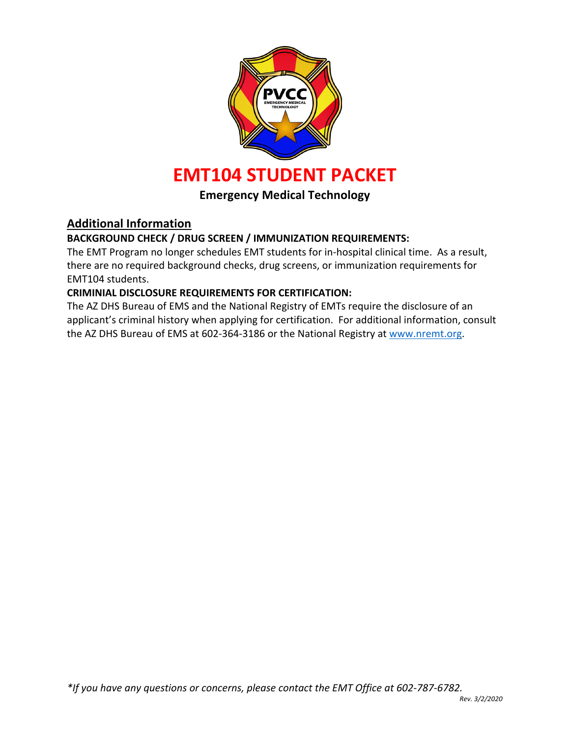# EMT104 STUDENT PACKET

**Emergency Medical Technology**

## Additional Information

**BACKGROUND CHECK / DRUG SCREEN / IMMUNIZATION REQUIREMENTS:**

The EMT Program no longer schedules EMT students for in-hospital clinical time. As a result, there are no required background checks, drug screens, or immunization requirements for EMT104 students.

**CRIMINIAL DISCLOSURE REQUIREMENTS FOR CERTIFICATION:**

The AZ DHS Bureau of EMS and the National Registry of EMTs require the disclosure of an applicant's criminal history when applying for certification. For additional information, consult the AZ DHS Bureau of EMS at 602-364-3186 or the National Registry at [www.nremt.org](www.nremt.org).

*\*If you have any questions or concerns, please contact the EMT Office at 602-787-6782.*

*Rev. 3/2/2020*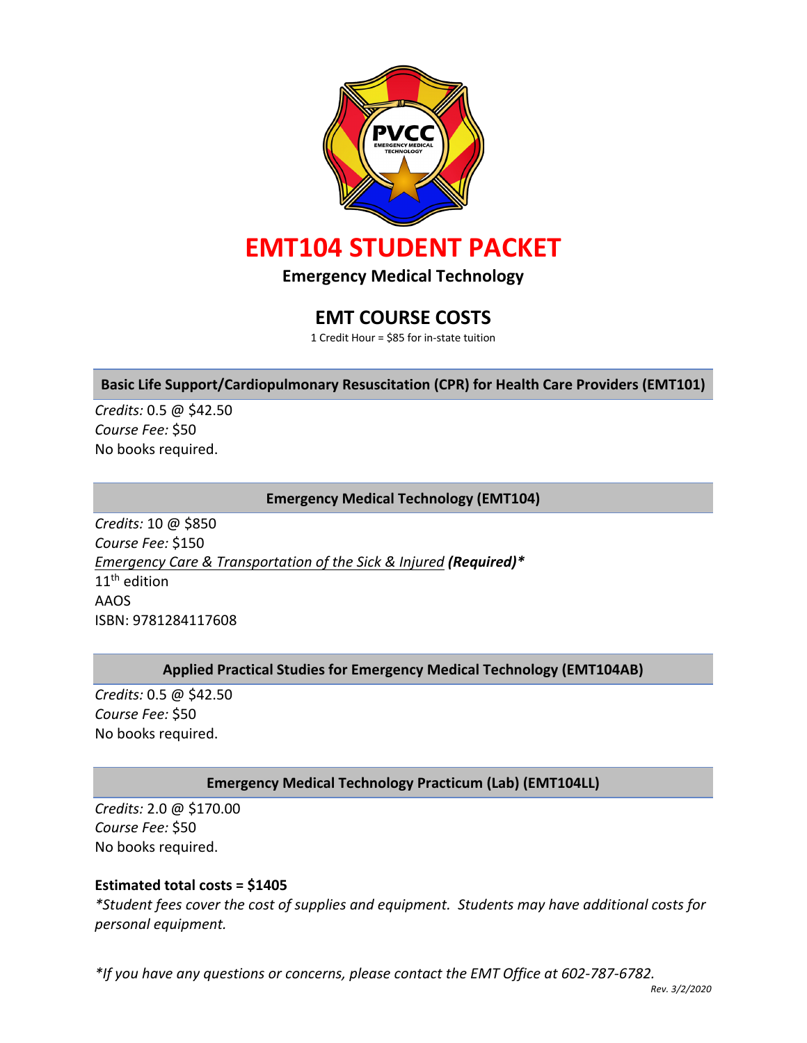# EMT104 STUDENT PACKET

**Emergency Medical Technology**

## EMT COURSE COSTS

1 Credit Hour = $85 for in-state tuition

### Basic Life Support/Cardiopulmonary Resuscitation (CPR) for Health Care Providers (EMT101)

*Credits:* 0.5 @ $42.50
*Course Fee:* $50
No books required.

### Emergency Medical Technology (EMT104)

*Credits:* 10 @ $850
*Course Fee:* $150
*Emergency Care & Transportation of the Sick & Injured* ***(Required)****
11th edition
AAOS
ISBN: 9781284117608

### Applied Practical Studies for Emergency Medical Technology (EMT104AB)

*Credits:* 0.5 @ $42.50
*Course Fee:* $50
No books required.

### Emergency Medical Technology Practicum (Lab) (EMT104LL)

*Credits:* 2.0 @ $170.00
*Course Fee:* $50
No books required.

**Estimated total costs = $1405**

**Student fees cover the cost of supplies and equipment. Students may have additional costs for personal equipment.*

**If you have any questions or concerns, please contact the EMT Office at 602-787-6782.*

Rev. 3/2/2020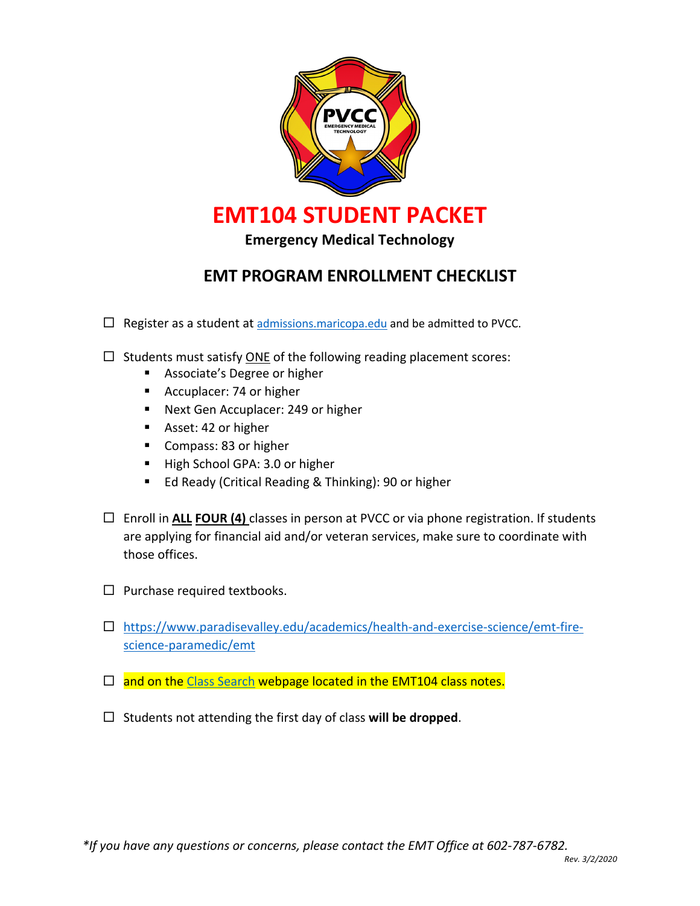# EMT104 STUDENT PACKET

**Emergency Medical Technology**

## EMT PROGRAM ENROLLMENT CHECKLIST

- ☐ Register as a student at [admissions.maricopa.edu](admissions.maricopa.edu) and be admitted to PVCC.
- ☐ Students must satisfy ONE of the following reading placement scores:
  - Associate's Degree or higher
  - Accuplacer: 74 or higher
  - Next Gen Accuplacer: 249 or higher
  - Asset: 42 or higher
  - Compass: 83 or higher
  - High School GPA: 3.0 or higher
  - Ed Ready (Critical Reading & Thinking): 90 or higher
- ☐ Enroll in **ALL FOUR (4)** classes in person at PVCC or via phone registration. If students are applying for financial aid and/or veteran services, make sure to coordinate with those offices.
- ☐ Purchase required textbooks.
- ☐ https://www.paradisevalley.edu/academics/health-and-exercise-science/emt-fire-science-paramedic/emt
- ☐ and on the Class Search webpage located in the EMT104 class notes.
- ☐ Students not attending the first day of class **will be dropped**.

*\*If you have any questions or concerns, please contact the EMT Office at 602-787-6782.*

*Rev. 3/2/2020*